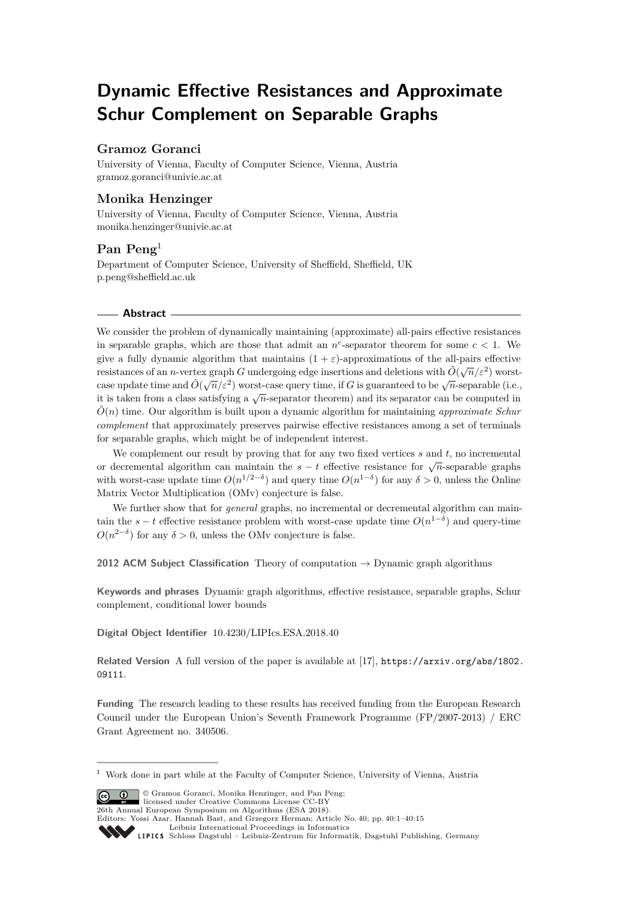# Dynamic Effective Resistances and Approximate Schur Complement on Separable Graphs

**Gramoz Goranci**

University of Vienna, Faculty of Computer Science, Vienna, Austria
gramoz.goranci@univie.ac.at

**Monika Henzinger**

University of Vienna, Faculty of Computer Science, Vienna, Austria
monika.henzinger@univie.ac.at

**Pan Peng**[1]

Department of Computer Science, University of Sheffield, Sheffield, UK
p.peng@sheffield.ac.uk

## Abstract

We consider the problem of dynamically maintaining (approximate) all-pairs effective resistances in separable graphs, which are those that admit an $n^c$-separator theorem for some $c < 1$. We give a fully dynamic algorithm that maintains $(1+\varepsilon)$-approximations of the all-pairs effective resistances of an $n$-vertex graph $G$ undergoing edge insertions and deletions with $\tilde{O}(\sqrt{n}/\varepsilon^2)$ worst-case update time and $\tilde{O}(\sqrt{n}/\varepsilon^2)$ worst-case query time, if $G$ is guaranteed to be $\sqrt{n}$-separable (i.e., it is taken from a class satisfying a $\sqrt{n}$-separator theorem) and its separator can be computed in $\tilde{O}(n)$ time. Our algorithm is built upon a dynamic algorithm for maintaining *approximate Schur complement* that approximately preserves pairwise effective resistances among a set of terminals for separable graphs, which might be of independent interest.

We complement our result by proving that for any two fixed vertices $s$ and $t$, no incremental or decremental algorithm can maintain the $s-t$ effective resistance for $\sqrt{n}$-separable graphs with worst-case update time $O(n^{1/2-\delta})$ and query time $O(n^{1-\delta})$ for any $\delta > 0$, unless the Online Matrix Vector Multiplication (OMv) conjecture is false.

We further show that for *general* graphs, no incremental or decremental algorithm can maintain the $s-t$ effective resistance problem with worst-case update time $O(n^{1-\delta})$ and query-time $O(n^{2-\delta})$ for any $\delta > 0$, unless the OMv conjecture is false.

**2012 ACM Subject Classification** Theory of computation → Dynamic graph algorithms

**Keywords and phrases** Dynamic graph algorithms, effective resistance, separable graphs, Schur complement, conditional lower bounds

**Digital Object Identifier** 10.4230/LIPIcs.ESA.2018.40

**Related Version** A full version of the paper is available at [17], https://arxiv.org/abs/1802.09111.

**Funding** The research leading to these results has received funding from the European Research Council under the European Union's Seventh Framework Programme (FP/2007-2013) / ERC Grant Agreement no. 340506.

---

[1] Work done in part while at the Faculty of Computer Science, University of Vienna, Austria

© Gramoz Goranci, Monika Henzinger, and Pan Peng;
licensed under Creative Commons License CC-BY
26th Annual European Symposium on Algorithms (ESA 2018).
Editors: Yossi Azar, Hannah Bast, and Grzegorz Herman; Article No. 40; pp. 40:1–40:15
Leibniz International Proceedings in Informatics
Schloss Dagstuhl – Leibniz-Zentrum für Informatik, Dagstuhl Publishing, Germany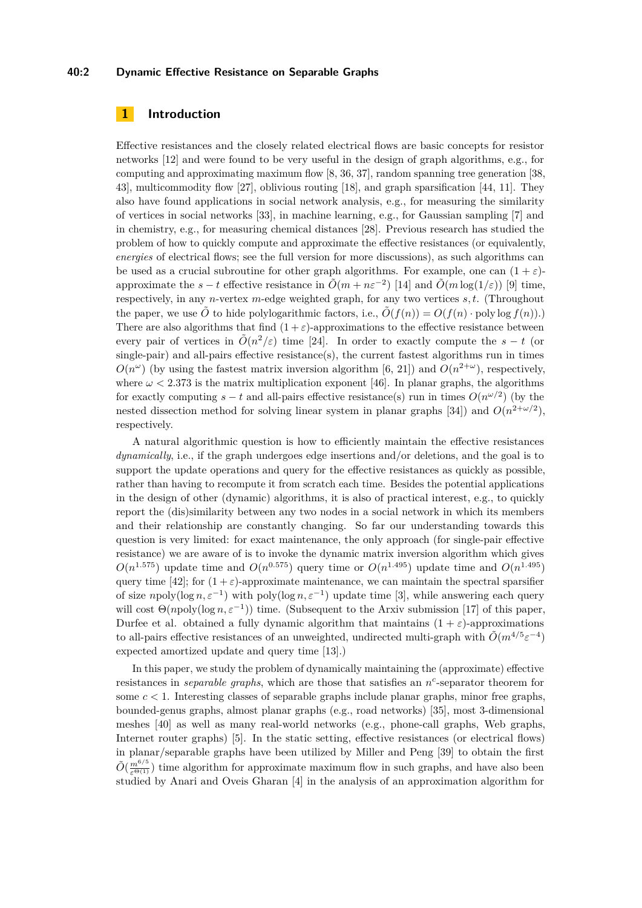## 1 Introduction

Effective resistances and the closely related electrical flows are basic concepts for resistor networks [12] and were found to be very useful in the design of graph algorithms, e.g., for computing and approximating maximum flow [8, 36, 37], random spanning tree generation [38, 43], multicommodity flow [27], oblivious routing [18], and graph sparsification [44, 11]. They also have found applications in social network analysis, e.g., for measuring the similarity of vertices in social networks [33], in machine learning, e.g., for Gaussian sampling [7] and in chemistry, e.g., for measuring chemical distances [28]. Previous research has studied the problem of how to quickly compute and approximate the effective resistances (or equivalently, *energies* of electrical flows; see the full version for more discussions), as such algorithms can be used as a crucial subroutine for other graph algorithms. For example, one can $(1+\varepsilon)$-approximate the $s-t$ effective resistance in $\tilde{O}(m+n\varepsilon^{-2})$ [14] and $\tilde{O}(m\log(1/\varepsilon))$ [9] time, respectively, in any $n$-vertex $m$-edge weighted graph, for any two vertices $s,t$. (Throughout the paper, we use $\tilde{O}$ to hide polylogarithmic factors, i.e., $\tilde{O}(f(n)) = O(f(n)\cdot \mathrm{poly}\log f(n))$.) There are also algorithms that find $(1+\varepsilon)$-approximations to the effective resistance between every pair of vertices in $\tilde{O}(n^2/\varepsilon)$ time [24]. In order to exactly compute the $s-t$ (or single-pair) and all-pairs effective resistance(s), the current fastest algorithms run in times $O(n^{\omega})$ (by using the fastest matrix inversion algorithm [6, 21]) and $O(n^{2+\omega})$, respectively, where $\omega < 2.373$ is the matrix multiplication exponent [46]. In planar graphs, the algorithms for exactly computing $s-t$ and all-pairs effective resistance(s) run in times $O(n^{\omega/2})$ (by the nested dissection method for solving linear system in planar graphs [34]) and $O(n^{2+\omega/2})$, respectively.

A natural algorithmic question is how to efficiently maintain the effective resistances *dynamically*, i.e., if the graph undergoes edge insertions and/or deletions, and the goal is to support the update operations and query for the effective resistances as quickly as possible, rather than having to recompute it from scratch each time. Besides the potential applications in the design of other (dynamic) algorithms, it is also of practical interest, e.g., to quickly report the (dis)similarity between any two nodes in a social network in which its members and their relationship are constantly changing. So far our understanding towards this question is very limited: for exact maintenance, the only approach (for single-pair effective resistance) we are aware of is to invoke the dynamic matrix inversion algorithm which gives $O(n^{1.575})$ update time and $O(n^{0.575})$ query time or $O(n^{1.495})$ update time and $O(n^{1.495})$ query time [42]; for $(1+\varepsilon)$-approximate maintenance, we can maintain the spectral sparsifier of size $n\mathrm{poly}(\log n,\varepsilon^{-1})$ with $\mathrm{poly}(\log n,\varepsilon^{-1})$ update time [3], while answering each query will cost $\Theta(n\mathrm{poly}(\log n,\varepsilon^{-1}))$ time. (Subsequent to the Arxiv submission [17] of this paper, Durfee et al. obtained a fully dynamic algorithm that maintains $(1+\varepsilon)$-approximations to all-pairs effective resistances of an unweighted, undirected multi-graph with $\tilde{O}(m^{4/5}\varepsilon^{-4})$ expected amortized update and query time [13].)

In this paper, we study the problem of dynamically maintaining the (approximate) effective resistances in *separable graphs*, which are those that satisfies an $n^c$-separator theorem for some $c<1$. Interesting classes of separable graphs include planar graphs, minor free graphs, bounded-genus graphs, almost planar graphs (e.g., road networks) [35], most 3-dimensional meshes [40] as well as many real-world networks (e.g., phone-call graphs, Web graphs, Internet router graphs) [5]. In the static setting, effective resistances (or electrical flows) in planar/separable graphs have been utilized by Miller and Peng [39] to obtain the first $\tilde{O}(\frac{m^{6/5}}{\varepsilon^{\Theta(1)}})$ time algorithm for approximate maximum flow in such graphs, and have also been studied by Anari and Oveis Gharan [4] in the analysis of an approximation algorithm for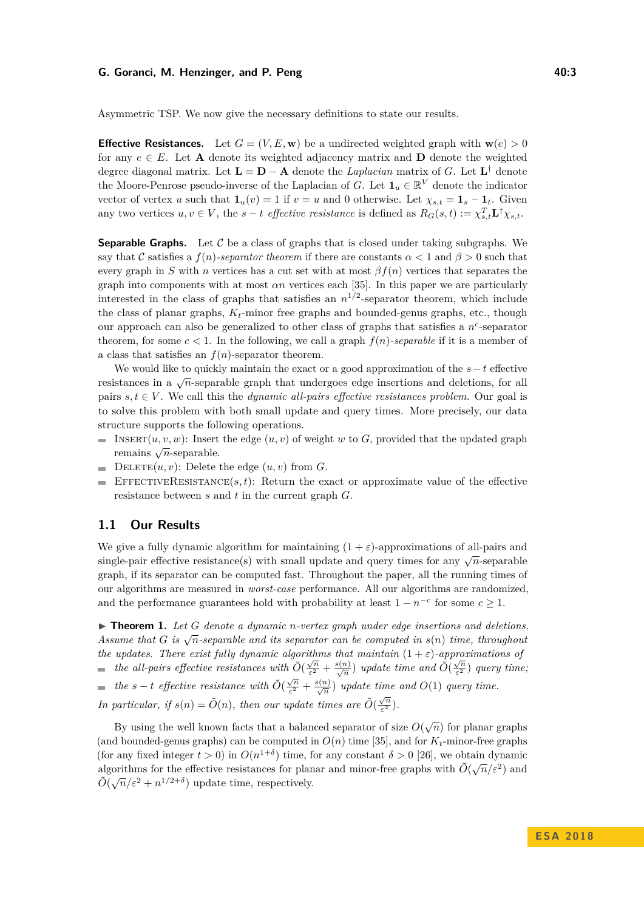Asymmetric TSP. We now give the necessary definitions to state our results.

**Effective Resistances.** Let $G = (V, E, \mathbf{w})$ be a undirected weighted graph with $\mathbf{w}(e) > 0$ for any $e \in E$. Let $\mathbf{A}$ denote its weighted adjacency matrix and $\mathbf{D}$ denote the weighted degree diagonal matrix. Let $\mathbf{L} = \mathbf{D} - \mathbf{A}$ denote the *Laplacian* matrix of $G$. Let $\mathbf{L}^{\dagger}$ denote the Moore-Penrose pseudo-inverse of the Laplacian of $G$. Let $\mathbf{1}_u \in \mathbb{R}^V$ denote the indicator vector of vertex $u$ such that $\mathbf{1}_u(v) = 1$ if $v = u$ and 0 otherwise. Let $\chi_{s,t} = \mathbf{1}_s - \mathbf{1}_t$. Given any two vertices $u, v \in V$, the $s-t$ *effective resistance* is defined as $R_G(s,t) := \chi_{s,t}^T \mathbf{L}^{\dagger} \chi_{s,t}$.

**Separable Graphs.** Let $\mathcal{C}$ be a class of graphs that is closed under taking subgraphs. We say that $\mathcal{C}$ satisfies a $f(n)$*-separator theorem* if there are constants $\alpha < 1$ and $\beta > 0$ such that every graph in $S$ with $n$ vertices has a cut set with at most $\beta f(n)$ vertices that separates the graph into components with at most $\alpha n$ vertices each [35]. In this paper we are particularly interested in the class of graphs that satisfies an $n^{1/2}$-separator theorem, which include the class of planar graphs, $K_t$-minor free graphs and bounded-genus graphs, etc., though our approach can also be generalized to other class of graphs that satisfies a $n^c$-separator theorem, for some $c < 1$. In the following, we call a graph $f(n)$*-separable* if it is a member of a class that satisfies an $f(n)$-separator theorem.

We would like to quickly maintain the exact or a good approximation of the $s-t$ effective resistances in a $\sqrt{n}$-separable graph that undergoes edge insertions and deletions, for all pairs $s, t \in V$. We call this the *dynamic all-pairs effective resistances problem.* Our goal is to solve this problem with both small update and query times. More precisely, our data structure supports the following operations.

- INSERT$(u, v, w)$: Insert the edge $(u, v)$ of weight $w$ to $G$, provided that the updated graph remains $\sqrt{n}$-separable.
- DELETE$(u, v)$: Delete the edge $(u, v)$ from $G$.
- EFFECTIVERESISTANCE$(s, t)$: Return the exact or approximate value of the effective resistance between $s$ and $t$ in the current graph $G$.

## 1.1 Our Results

We give a fully dynamic algorithm for maintaining $(1+\varepsilon)$-approximations of all-pairs and single-pair effective resistance(s) with small update and query times for any $\sqrt{n}$-separable graph, if its separator can be computed fast. Throughout the paper, all the running times of our algorithms are measured in *worst-case* performance. All our algorithms are randomized, and the performance guarantees hold with probability at least $1 - n^{-c}$ for some $c \geq 1$.

▶ **Theorem 1.** *Let $G$ denote a dynamic $n$-vertex graph under edge insertions and deletions. Assume that $G$ is $\sqrt{n}$-separable and its separator can be computed in $s(n)$ time, throughout the updates. There exist fully dynamic algorithms that maintain $(1+\varepsilon)$-approximations of*

- *the all-pairs effective resistances with $\tilde{O}(\frac{\sqrt{n}}{\varepsilon^2} + \frac{s(n)}{\sqrt{n}})$ update time and $\tilde{O}(\frac{\sqrt{n}}{\varepsilon^2})$ query time;*
- *the $s-t$ effective resistance with $\tilde{O}(\frac{\sqrt{n}}{\varepsilon^2} + \frac{s(n)}{\sqrt{n}})$ update time and $O(1)$ query time.*

*In particular, if $s(n) = \tilde{O}(n)$, then our update times are $\tilde{O}(\frac{\sqrt{n}}{\varepsilon^2})$.*

By using the well known facts that a balanced separator of size $O(\sqrt{n})$ for planar graphs (and bounded-genus graphs) can be computed in $O(n)$ time [35], and for $K_t$-minor-free graphs (for any fixed integer $t > 0$) in $O(n^{1+\delta})$ time, for any constant $\delta > 0$ [26], we obtain dynamic algorithms for the effective resistances for planar and minor-free graphs with $\tilde{O}(\sqrt{n}/\varepsilon^2)$ and $\tilde{O}(\sqrt{n}/\varepsilon^2 + n^{1/2+\delta})$ update time, respectively.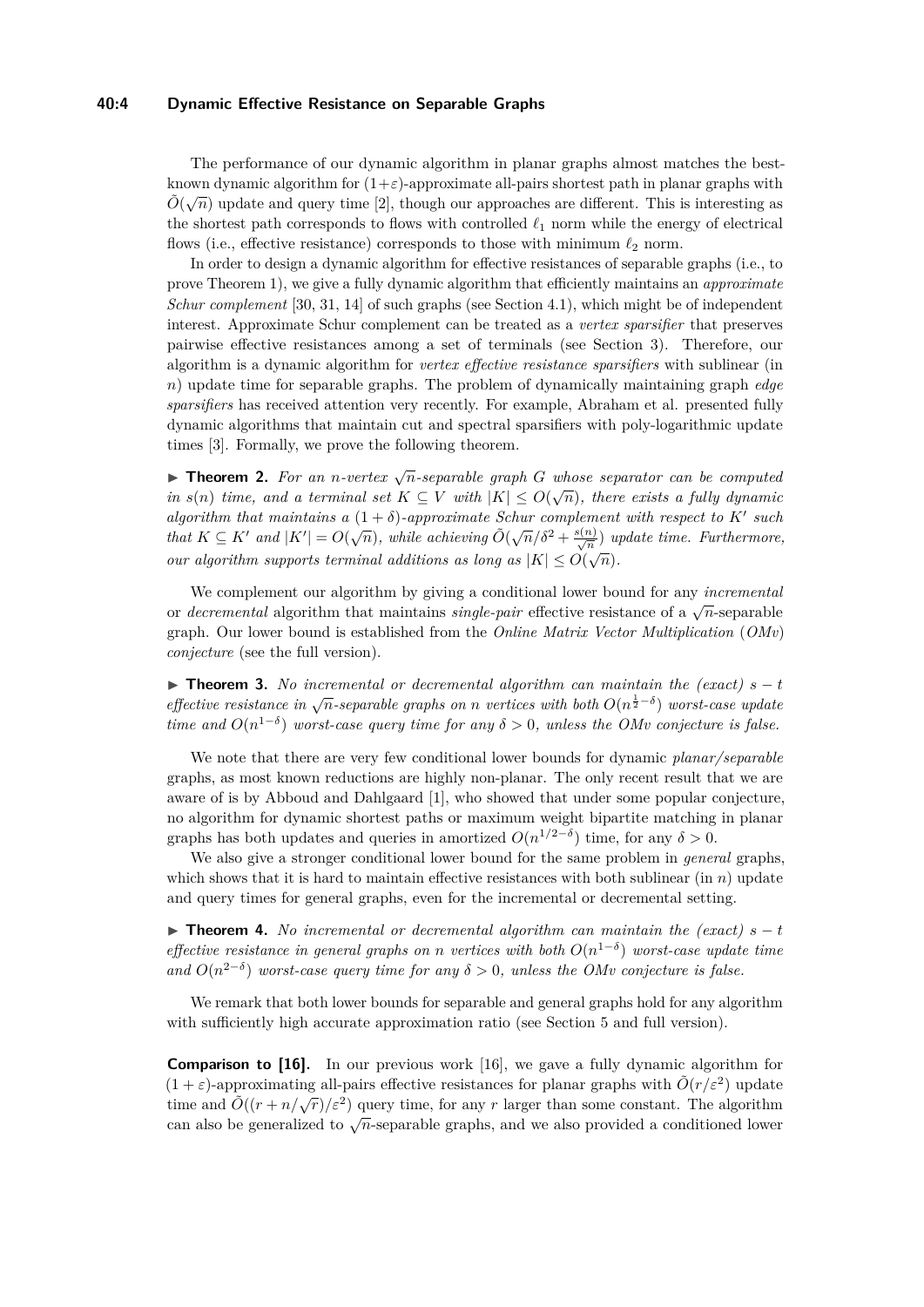The performance of our dynamic algorithm in planar graphs almost matches the best-known dynamic algorithm for $(1+\varepsilon)$-approximate all-pairs shortest path in planar graphs with $\tilde{O}(\sqrt{n})$ update and query time [2], though our approaches are different. This is interesting as the shortest path corresponds to flows with controlled $\ell_1$ norm while the energy of electrical flows (i.e., effective resistance) corresponds to those with minimum $\ell_2$ norm.

In order to design a dynamic algorithm for effective resistances of separable graphs (i.e., to prove Theorem 1), we give a fully dynamic algorithm that efficiently maintains an *approximate Schur complement* [30, 31, 14] of such graphs (see Section 4.1), which might be of independent interest. Approximate Schur complement can be treated as a *vertex sparsifier* that preserves pairwise effective resistances among a set of terminals (see Section 3). Therefore, our algorithm is a dynamic algorithm for *vertex effective resistance sparsifiers* with sublinear (in $n$) update time for separable graphs. The problem of dynamically maintaining graph *edge sparsifiers* has received attention very recently. For example, Abraham et al. presented fully dynamic algorithms that maintain cut and spectral sparsifiers with poly-logarithmic update times [3]. Formally, we prove the following theorem.

▶ **Theorem 2.** *For an $n$-vertex $\sqrt{n}$-separable graph $G$ whose separator can be computed in $s(n)$ time, and a terminal set $K \subseteq V$ with $|K| \leq O(\sqrt{n})$, there exists a fully dynamic algorithm that maintains a $(1+\delta)$-approximate Schur complement with respect to $K'$ such that $K \subseteq K'$ and $|K'| = O(\sqrt{n})$, while achieving $\tilde{O}(\sqrt{n}/\delta^2 + \frac{s(n)}{\sqrt{n}})$ update time. Furthermore, our algorithm supports terminal additions as long as $|K| \leq O(\sqrt{n})$.*

We complement our algorithm by giving a conditional lower bound for any *incremental* or *decremental* algorithm that maintains *single-pair* effective resistance of a $\sqrt{n}$-separable graph. Our lower bound is established from the *Online Matrix Vector Multiplication* (*OMv*) *conjecture* (see the full version).

▶ **Theorem 3.** *No incremental or decremental algorithm can maintain the (exact) $s-t$ effective resistance in $\sqrt{n}$-separable graphs on $n$ vertices with both $O(n^{\frac{1}{2}-\delta})$ worst-case update time and $O(n^{1-\delta})$ worst-case query time for any $\delta > 0$, unless the OMv conjecture is false.*

We note that there are very few conditional lower bounds for dynamic *planar/separable* graphs, as most known reductions are highly non-planar. The only recent result that we are aware of is by Abboud and Dahlgaard [1], who showed that under some popular conjecture, no algorithm for dynamic shortest paths or maximum weight bipartite matching in planar graphs has both updates and queries in amortized $O(n^{1/2-\delta})$ time, for any $\delta > 0$.

We also give a stronger conditional lower bound for the same problem in *general* graphs, which shows that it is hard to maintain effective resistances with both sublinear (in $n$) update and query times for general graphs, even for the incremental or decremental setting.

▶ **Theorem 4.** *No incremental or decremental algorithm can maintain the (exact) $s-t$ effective resistance in general graphs on $n$ vertices with both $O(n^{1-\delta})$ worst-case update time and $O(n^{2-\delta})$ worst-case query time for any $\delta > 0$, unless the OMv conjecture is false.*

We remark that both lower bounds for separable and general graphs hold for any algorithm with sufficiently high accurate approximation ratio (see Section 5 and full version).

**Comparison to [16].** In our previous work [16], we gave a fully dynamic algorithm for $(1+\varepsilon)$-approximating all-pairs effective resistances for planar graphs with $\tilde{O}(r/\varepsilon^2)$ update time and $\tilde{O}((r+n/\sqrt{r})/\varepsilon^2)$ query time, for any $r$ larger than some constant. The algorithm can also be generalized to $\sqrt{n}$-separable graphs, and we also provided a conditioned lower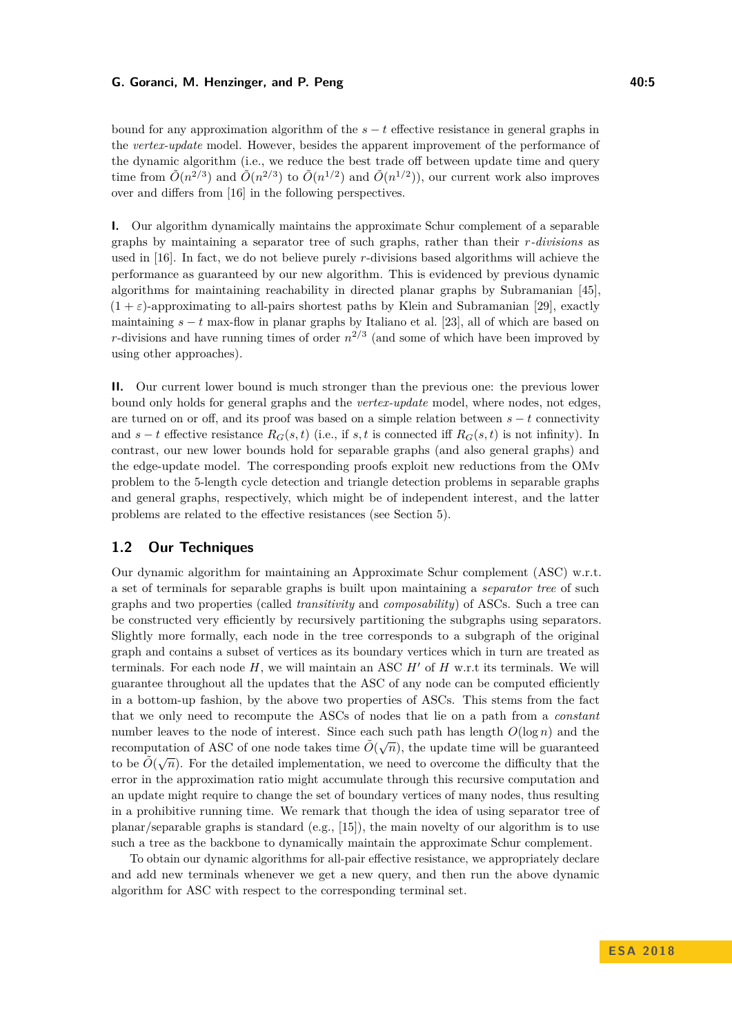bound for any approximation algorithm of the $s-t$ effective resistance in general graphs in the *vertex-update* model. However, besides the apparent improvement of the performance of the dynamic algorithm (i.e., we reduce the best trade off between update time and query time from $\tilde{O}(n^{2/3})$ and $\tilde{O}(n^{2/3})$ to $\tilde{O}(n^{1/2})$ and $\tilde{O}(n^{1/2})$), our current work also improves over and differs from [16] in the following perspectives.

**I.** Our algorithm dynamically maintains the approximate Schur complement of a separable graphs by maintaining a separator tree of such graphs, rather than their *$r$-divisions* as used in [16]. In fact, we do not believe purely $r$-divisions based algorithms will achieve the performance as guaranteed by our new algorithm. This is evidenced by previous dynamic algorithms for maintaining reachability in directed planar graphs by Subramanian [45], $(1+\varepsilon)$-approximating to all-pairs shortest paths by Klein and Subramanian [29], exactly maintaining $s-t$ max-flow in planar graphs by Italiano et al. [23], all of which are based on $r$-divisions and have running times of order $n^{2/3}$ (and some of which have been improved by using other approaches).

**II.** Our current lower bound is much stronger than the previous one: the previous lower bound only holds for general graphs and the *vertex-update* model, where nodes, not edges, are turned on or off, and its proof was based on a simple relation between $s-t$ connectivity and $s-t$ effective resistance $R_G(s,t)$ (i.e., if $s,t$ is connected iff $R_G(s,t)$ is not infinity). In contrast, our new lower bounds hold for separable graphs (and also general graphs) and the edge-update model. The corresponding proofs exploit new reductions from the OMv problem to the 5-length cycle detection and triangle detection problems in separable graphs and general graphs, respectively, which might be of independent interest, and the latter problems are related to the effective resistances (see Section 5).

## 1.2 Our Techniques

Our dynamic algorithm for maintaining an Approximate Schur complement (ASC) w.r.t. a set of terminals for separable graphs is built upon maintaining a *separator tree* of such graphs and two properties (called *transitivity* and *composability*) of ASCs. Such a tree can be constructed very efficiently by recursively partitioning the subgraphs using separators. Slightly more formally, each node in the tree corresponds to a subgraph of the original graph and contains a subset of vertices as its boundary vertices which in turn are treated as terminals. For each node $H$, we will maintain an ASC $H'$ of $H$ w.r.t its terminals. We will guarantee throughout all the updates that the ASC of any node can be computed efficiently in a bottom-up fashion, by the above two properties of ASCs. This stems from the fact that we only need to recompute the ASCs of nodes that lie on a path from a *constant* number leaves to the node of interest. Since each such path has length $O(\log n)$ and the recomputation of ASC of one node takes time $\tilde{O}(\sqrt{n})$, the update time will be guaranteed to be $\tilde{O}(\sqrt{n})$. For the detailed implementation, we need to overcome the difficulty that the error in the approximation ratio might accumulate through this recursive computation and an update might require to change the set of boundary vertices of many nodes, thus resulting in a prohibitive running time. We remark that though the idea of using separator tree of planar/separable graphs is standard (e.g., [15]), the main novelty of our algorithm is to use such a tree as the backbone to dynamically maintain the approximate Schur complement.

To obtain our dynamic algorithms for all-pair effective resistance, we appropriately declare and add new terminals whenever we get a new query, and then run the above dynamic algorithm for ASC with respect to the corresponding terminal set.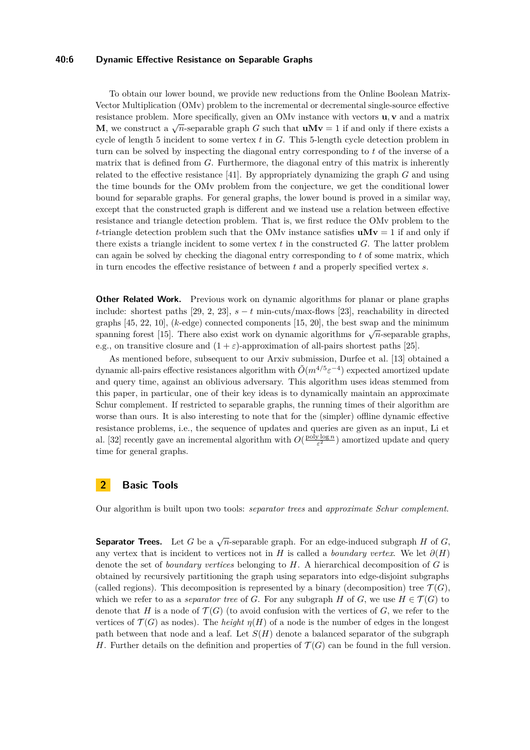To obtain our lower bound, we provide new reductions from the Online Boolean Matrix-Vector Multiplication (OMv) problem to the incremental or decremental single-source effective resistance problem. More specifically, given an OMv instance with vectors $\mathbf{u}, \mathbf{v}$ and a matrix $\mathbf{M}$, we construct a $\sqrt{n}$-separable graph $G$ such that $\mathbf{uMv} = 1$ if and only if there exists a cycle of length 5 incident to some vertex $t$ in $G$. This 5-length cycle detection problem in turn can be solved by inspecting the diagonal entry corresponding to $t$ of the inverse of a matrix that is defined from $G$. Furthermore, the diagonal entry of this matrix is inherently related to the effective resistance [41]. By appropriately dynamizing the graph $G$ and using the time bounds for the OMv problem from the conjecture, we get the conditional lower bound for separable graphs. For general graphs, the lower bound is proved in a similar way, except that the constructed graph is different and we instead use a relation between effective resistance and triangle detection problem. That is, we first reduce the OMv problem to the $t$-triangle detection problem such that the OMv instance satisfies $\mathbf{uMv} = 1$ if and only if there exists a triangle incident to some vertex $t$ in the constructed $G$. The latter problem can again be solved by checking the diagonal entry corresponding to $t$ of some matrix, which in turn encodes the effective resistance of between $t$ and a properly specified vertex $s$.

**Other Related Work.** Previous work on dynamic algorithms for planar or plane graphs include: shortest paths [29, 2, 23], $s - t$ min-cuts/max-flows [23], reachability in directed graphs [45, 22, 10], ($k$-edge) connected components [15, 20], the best swap and the minimum spanning forest [15]. There also exist work on dynamic algorithms for $\sqrt{n}$-separable graphs, e.g., on transitive closure and $(1 + \varepsilon)$-approximation of all-pairs shortest paths [25].

As mentioned before, subsequent to our Arxiv submission, Durfee et al. [13] obtained a dynamic all-pairs effective resistances algorithm with $\tilde{O}(m^{4/5}\varepsilon^{-4})$ expected amortized update and query time, against an oblivious adversary. This algorithm uses ideas stemmed from this paper, in particular, one of their key ideas is to dynamically maintain an approximate Schur complement. If restricted to separable graphs, the running times of their algorithm are worse than ours. It is also interesting to note that for the (simpler) offline dynamic effective resistance problems, i.e., the sequence of updates and queries are given as an input, Li et al. [32] recently gave an incremental algorithm with $O(\frac{\text{poly} \log n}{\varepsilon^2})$ amortized update and query time for general graphs.

## 2 Basic Tools

Our algorithm is built upon two tools: *separator trees* and *approximate Schur complement*.

**Separator Trees.** Let $G$ be a $\sqrt{n}$-separable graph. For an edge-induced subgraph $H$ of $G$, any vertex that is incident to vertices not in $H$ is called a *boundary vertex*. We let $\partial(H)$ denote the set of *boundary vertices* belonging to $H$. A hierarchical decomposition of $G$ is obtained by recursively partitioning the graph using separators into edge-disjoint subgraphs (called regions). This decomposition is represented by a binary (decomposition) tree $\mathcal{T}(G)$, which we refer to as a *separator tree* of $G$. For any subgraph $H$ of $G$, we use $H \in \mathcal{T}(G)$ to denote that $H$ is a node of $\mathcal{T}(G)$ (to avoid confusion with the vertices of $G$, we refer to the vertices of $\mathcal{T}(G)$ as nodes). The *height* $\eta(H)$ of a node is the number of edges in the longest path between that node and a leaf. Let $S(H)$ denote a balanced separator of the subgraph $H$. Further details on the definition and properties of $\mathcal{T}(G)$ can be found in the full version.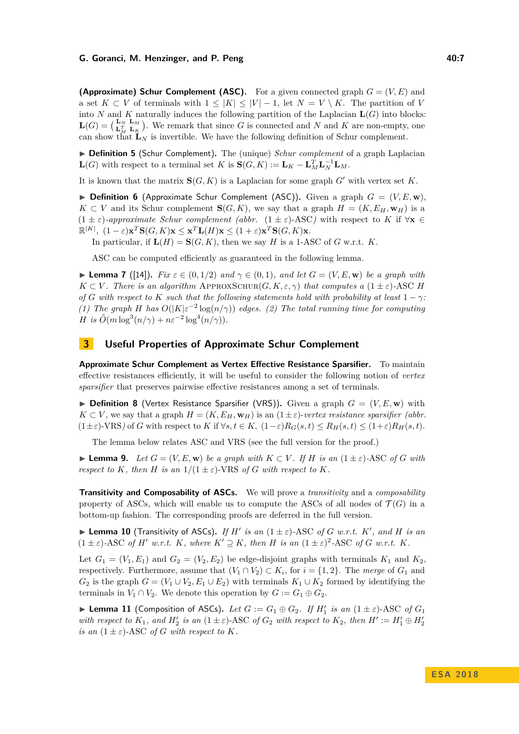**(Approximate) Schur Complement (ASC).** For a given connected graph $G = (V, E)$ and a set $K \subset V$ of terminals with $1 \leq |K| \leq |V| - 1$, let $N = V \setminus K$. The partition of $V$ into $N$ and $K$ naturally induces the following partition of the Laplacian $\mathbf{L}(G)$ into blocks: $\mathbf{L}(G) = \begin{pmatrix} \mathbf{L}_N & \mathbf{L}_M \\ \mathbf{L}_M^T & \mathbf{L}_K \end{pmatrix}$. We remark that since $G$ is connected and $N$ and $K$ are non-empty, one can show that $\mathbf{L}_N$ is invertible. We have the following definition of Schur complement.

▶ **Definition 5** (Schur Complement). The (unique) *Schur complement* of a graph Laplacian $\mathbf{L}(G)$ with respect to a terminal set $K$ is $\mathbf{S}(G, K) := \mathbf{L}_K - \mathbf{L}_M^T \mathbf{L}_N^{-1} \mathbf{L}_M$.

It is known that the matrix $\mathbf{S}(G, K)$ is a Laplacian for some graph $G'$ with vertex set $K$.

▶ **Definition 6** (Approximate Schur Complement (ASC)). Given a graph $G = (V, E, \mathbf{w})$, $K \subset V$ and its Schur complement $\mathbf{S}(G, K)$, we say that a graph $H = (K, E_H, \mathbf{w}_H)$ is a $(1 \pm \varepsilon)$*-approximate Schur complement (abbr.* $(1 \pm \varepsilon)$-ASC*)* with respect to $K$ if $\forall \mathbf{x} \in \mathbb{R}^{|K|}$, $(1 - \varepsilon)\mathbf{x}^T \mathbf{S}(G, K)\mathbf{x} \leq \mathbf{x}^T \mathbf{L}(H)\mathbf{x} \leq (1 + \varepsilon)\mathbf{x}^T \mathbf{S}(G, K)\mathbf{x}$.

In particular, if $\mathbf{L}(H) = \mathbf{S}(G, K)$, then we say $H$ is a 1-ASC of $G$ w.r.t. $K$.

ASC can be computed efficiently as guaranteed in the following lemma.

▶ **Lemma 7** ([14]). *Fix $\varepsilon \in (0, 1/2)$ and $\gamma \in (0, 1)$, and let $G = (V, E, \mathbf{w})$ be a graph with $K \subset V$. There is an algorithm* ApproxSchur$(G, K, \varepsilon, \gamma)$ *that computes a $(1 \pm \varepsilon)$-ASC $H$ of $G$ with respect to $K$ such that the following statements hold with probability at least $1 - \gamma$: (1) The graph $H$ has $O(|K|\varepsilon^{-2} \log(n/\gamma))$ edges. (2) The total running time for computing $H$ is $\tilde{O}(m \log^3(n/\gamma) + n\varepsilon^{-2} \log^4(n/\gamma))$.*

## 3 Useful Properties of Approximate Schur Complement

**Approximate Schur Complement as Vertex Effective Resistance Sparsifier.** To maintain effective resistances efficiently, it will be useful to consider the following notion of *vertex sparsifier* that preserves pairwise effective resistances among a set of terminals.

▶ **Definition 8** (Vertex Resistance Sparsifier (VRS)). Given a graph $G = (V, E, \mathbf{w})$ with $K \subset V$, we say that a graph $H = (K, E_H, \mathbf{w}_H)$ is an $(1 \pm \varepsilon)$*-vertex resistance sparsifier (abbr.* $(1 \pm \varepsilon)$-VRS*)* of $G$ with respect to $K$ if $\forall s, t \in K$, $(1 - \varepsilon)R_G(s, t) \leq R_H(s, t) \leq (1 + \varepsilon)R_H(s, t)$.

The lemma below relates ASC and VRS (see the full version for the proof.)

▶ **Lemma 9.** *Let $G = (V, E, \mathbf{w})$ be a graph with $K \subset V$. If $H$ is an $(1 \pm \varepsilon)$-ASC of $G$ with respect to $K$, then $H$ is an $1/(1 \pm \varepsilon)$-VRS of $G$ with respect to $K$.*

**Transitivity and Composability of ASCs.** We will prove a *transitivity* and a *composability* property of ASCs, which will enable us to compute the ASCs of all nodes of $\mathcal{T}(G)$ in a bottom-up fashion. The corresponding proofs are deferred in the full version.

▶ **Lemma 10** (Transitivity of ASCs). *If $H'$ is an $(1 \pm \varepsilon)$-ASC of $G$ w.r.t. $K'$, and $H$ is an $(1 \pm \varepsilon)$-ASC of $H'$ w.r.t. $K$, where $K' \supseteq K$, then $H$ is an $(1 \pm \varepsilon)^2$-ASC of $G$ w.r.t. $K$.*

Let $G_1 = (V_1, E_1)$ and $G_2 = (V_2, E_2)$ be edge-disjoint graphs with terminals $K_1$ and $K_2$, respectively. Furthermore, assume that $(V_1 \cap V_2) \subset K_i$, for $i = \{1, 2\}$. The *merge* of $G_1$ and $G_2$ is the graph $G = (V_1 \cup V_2, E_1 \cup E_2)$ with terminals $K_1 \cup K_2$ formed by identifying the terminals in $V_1 \cap V_2$. We denote this operation by $G := G_1 \oplus G_2$.

▶ **Lemma 11** (Composition of ASCs). *Let $G := G_1 \oplus G_2$. If $H_1'$ is an $(1 \pm \varepsilon)$-ASC of $G_1$ with respect to $K_1$, and $H_2'$ is an $(1 \pm \varepsilon)$-ASC of $G_2$ with respect to $K_2$, then $H' := H_1' \oplus H_2'$ is an $(1 \pm \varepsilon)$-ASC of $G$ with respect to $K$.*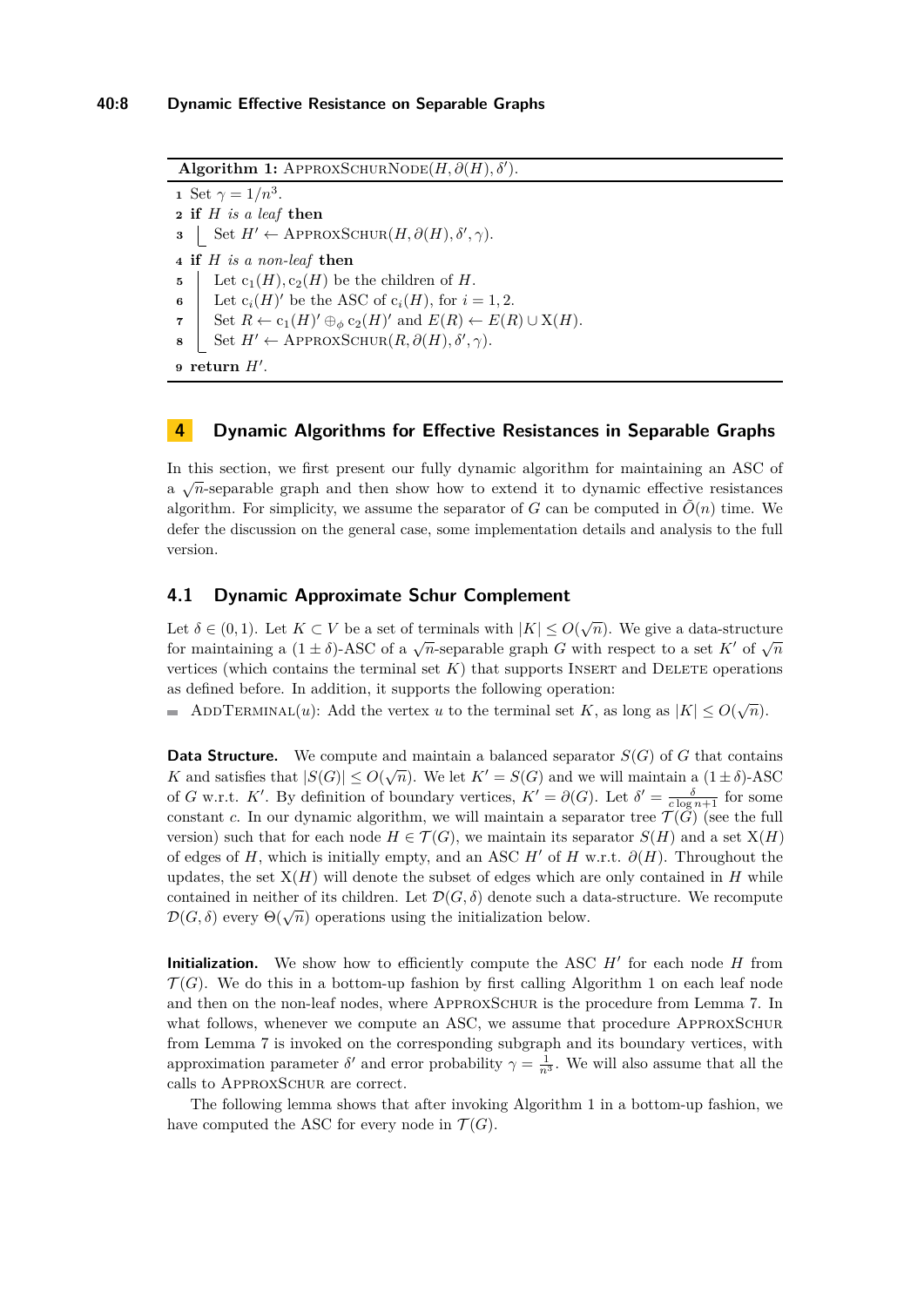**Algorithm 1:** ApproxSchurNode($H, \partial(H), \delta'$).

```
1 Set γ = 1/n^3.
2 if H is a leaf then
3   Set H' ← ApproxSchur(H, ∂(H), δ', γ).
4 if H is a non-leaf then
5   Let c_1(H), c_2(H) be the children of H.
6   Let c_i(H)' be the ASC of c_i(H), for i = 1, 2.
7   Set R ← c_1(H)' ⊕_φ c_2(H)' and E(R) ← E(R) ∪ X(H).
8   Set H' ← ApproxSchur(R, ∂(H), δ', γ).
9 return H'.
```

## 4 Dynamic Algorithms for Effective Resistances in Separable Graphs

In this section, we first present our fully dynamic algorithm for maintaining an ASC of a $\sqrt{n}$-separable graph and then show how to extend it to dynamic effective resistances algorithm. For simplicity, we assume the separator of $G$ can be computed in $\tilde{O}(n)$ time. We defer the discussion on the general case, some implementation details and analysis to the full version.

### 4.1 Dynamic Approximate Schur Complement

Let $\delta \in (0, 1)$. Let $K \subset V$ be a set of terminals with $|K| \leq O(\sqrt{n})$. We give a data-structure for maintaining a $(1 \pm \delta)$-ASC of a $\sqrt{n}$-separable graph $G$ with respect to a set $K'$ of $\sqrt{n}$ vertices (which contains the terminal set $K$) that supports Insert and Delete operations as defined before. In addition, it supports the following operation:

- AddTerminal($u$): Add the vertex $u$ to the terminal set $K$, as long as $|K| \leq O(\sqrt{n})$.

**Data Structure.** We compute and maintain a balanced separator $S(G)$ of $G$ that contains $K$ and satisfies that $|S(G)| \leq O(\sqrt{n})$. We let $K' = S(G)$ and we will maintain a $(1 \pm \delta)$-ASC of $G$ w.r.t. $K'$. By definition of boundary vertices, $K' = \partial(G)$. Let $\delta' = \frac{\delta}{c \log n + 1}$ for some constant $c$. In our dynamic algorithm, we will maintain a separator tree $\mathcal{T}(G)$ (see the full version) such that for each node $H \in \mathcal{T}(G)$, we maintain its separator $S(H)$ and a set $\mathrm{X}(H)$ of edges of $H$, which is initially empty, and an ASC $H'$ of $H$ w.r.t. $\partial(H)$. Throughout the updates, the set $\mathrm{X}(H)$ will denote the subset of edges which are only contained in $H$ while contained in neither of its children. Let $\mathcal{D}(G, \delta)$ denote such a data-structure. We recompute $\mathcal{D}(G, \delta)$ every $\Theta(\sqrt{n})$ operations using the initialization below.

**Initialization.** We show how to efficiently compute the ASC $H'$ for each node $H$ from $\mathcal{T}(G)$. We do this in a bottom-up fashion by first calling Algorithm 1 on each leaf node and then on the non-leaf nodes, where ApproxSchur is the procedure from Lemma 7. In what follows, whenever we compute an ASC, we assume that procedure ApproxSchur from Lemma 7 is invoked on the corresponding subgraph and its boundary vertices, with approximation parameter $\delta'$ and error probability $\gamma = \frac{1}{n^3}$. We will also assume that all the calls to ApproxSchur are correct.

The following lemma shows that after invoking Algorithm 1 in a bottom-up fashion, we have computed the ASC for every node in $\mathcal{T}(G)$.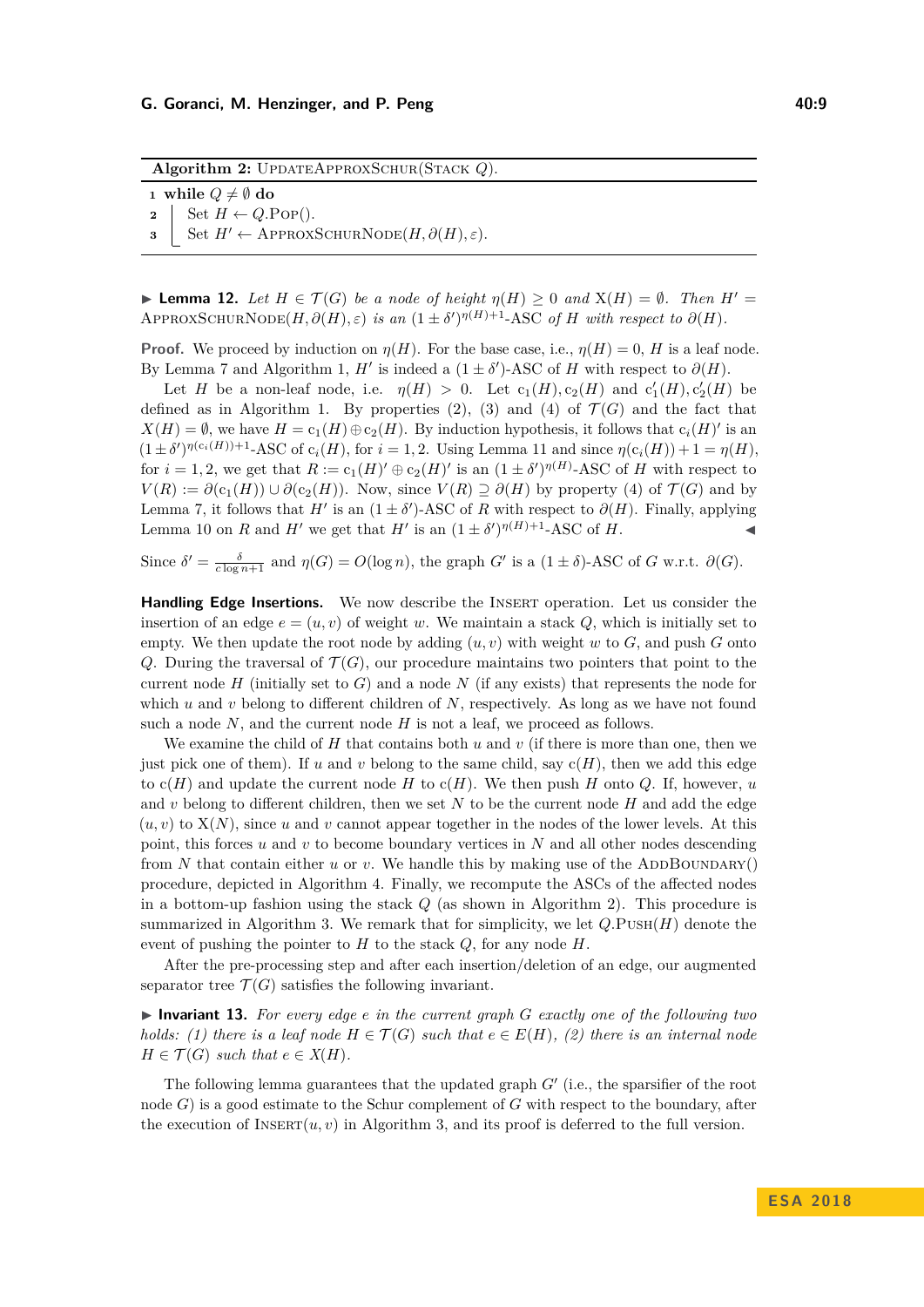**Algorithm 2:** UpdateApproxSchur(Stack $Q$).

```
1 while Q ≠ ∅ do
2   Set H ← Q.Pop().
3   Set H' ← ApproxSchurNode(H, ∂(H), ε).
```

▶ **Lemma 12.** *Let $H \in \mathcal{T}(G)$ be a node of height $\eta(H) \geq 0$ and $\mathrm{X}(H) = \emptyset$. Then $H' =$ ApproxSchurNode$(H, \partial(H), \varepsilon)$ is an $(1 \pm \delta')^{\eta(H)+1}$-ASC of $H$ with respect to $\partial(H)$.*

**Proof.** We proceed by induction on $\eta(H)$. For the base case, i.e., $\eta(H) = 0$, $H$ is a leaf node. By Lemma 7 and Algorithm 1, $H'$ is indeed a $(1 \pm \delta')$-ASC of $H$ with respect to $\partial(H)$.

Let $H$ be a non-leaf node, i.e. $\eta(H) > 0$. Let $\mathrm{c}_1(H), \mathrm{c}_2(H)$ and $\mathrm{c}_1'(H), \mathrm{c}_2'(H)$ be defined as in Algorithm 1. By properties (2), (3) and (4) of $\mathcal{T}(G)$ and the fact that $X(H) = \emptyset$, we have $H = \mathrm{c}_1(H) \oplus \mathrm{c}_2(H)$. By induction hypothesis, it follows that $\mathrm{c}_i(H)'$ is an $(1 \pm \delta')^{\eta(\mathrm{c}_i(H))+1}$-ASC of $\mathrm{c}_i(H)$, for $i = 1, 2$. Using Lemma 11 and since $\eta(\mathrm{c}_i(H)) + 1 = \eta(H)$, for $i = 1, 2$, we get that $R := \mathrm{c}_1(H)' \oplus \mathrm{c}_2(H)'$ is an $(1 \pm \delta')^{\eta(H)}$-ASC of $H$ with respect to $V(R) := \partial(\mathrm{c}_1(H)) \cup \partial(\mathrm{c}_2(H))$. Now, since $V(R) \supseteq \partial(H)$ by property (4) of $\mathcal{T}(G)$ and by Lemma 7, it follows that $H'$ is an $(1 \pm \delta')$-ASC of $R$ with respect to $\partial(H)$. Finally, applying Lemma 10 on $R$ and $H'$ we get that $H'$ is an $(1 \pm \delta')^{\eta(H)+1}$-ASC of $H$. ◀

Since $\delta' = \frac{\delta}{c \log n + 1}$ and $\eta(G) = O(\log n)$, the graph $G'$ is a $(1 \pm \delta)$-ASC of $G$ w.r.t. $\partial(G)$.

**Handling Edge Insertions.** We now describe the Insert operation. Let us consider the insertion of an edge $e = (u, v)$ of weight $w$. We maintain a stack $Q$, which is initially set to empty. We then update the root node by adding $(u, v)$ with weight $w$ to $G$, and push $G$ onto $Q$. During the traversal of $\mathcal{T}(G)$, our procedure maintains two pointers that point to the current node $H$ (initially set to $G$) and a node $N$ (if any exists) that represents the node for which $u$ and $v$ belong to different children of $N$, respectively. As long as we have not found such a node $N$, and the current node $H$ is not a leaf, we proceed as follows.

We examine the child of $H$ that contains both $u$ and $v$ (if there is more than one, then we just pick one of them). If $u$ and $v$ belong to the same child, say $\mathrm{c}(H)$, then we add this edge to $\mathrm{c}(H)$ and update the current node $H$ to $\mathrm{c}(H)$. We then push $H$ onto $Q$. If, however, $u$ and $v$ belong to different children, then we set $N$ to be the current node $H$ and add the edge $(u, v)$ to $\mathrm{X}(N)$, since $u$ and $v$ cannot appear together in the nodes of the lower levels. At this point, this forces $u$ and $v$ to become boundary vertices in $N$ and all other nodes descending from $N$ that contain either $u$ or $v$. We handle this by making use of the AddBoundary() procedure, depicted in Algorithm 4. Finally, we recompute the ASCs of the affected nodes in a bottom-up fashion using the stack $Q$ (as shown in Algorithm 2). This procedure is summarized in Algorithm 3. We remark that for simplicity, we let $Q$.Push$(H)$ denote the event of pushing the pointer to $H$ to the stack $Q$, for any node $H$.

After the pre-processing step and after each insertion/deletion of an edge, our augmented separator tree $\mathcal{T}(G)$ satisfies the following invariant.

▶ **Invariant 13.** *For every edge $e$ in the current graph $G$ exactly one of the following two holds: (1) there is a leaf node $H \in \mathcal{T}(G)$ such that $e \in E(H)$, (2) there is an internal node $H \in \mathcal{T}(G)$ such that $e \in X(H)$.*

The following lemma guarantees that the updated graph $G'$ (i.e., the sparsifier of the root node $G$) is a good estimate to the Schur complement of $G$ with respect to the boundary, after the execution of Insert$(u, v)$ in Algorithm 3, and its proof is deferred to the full version.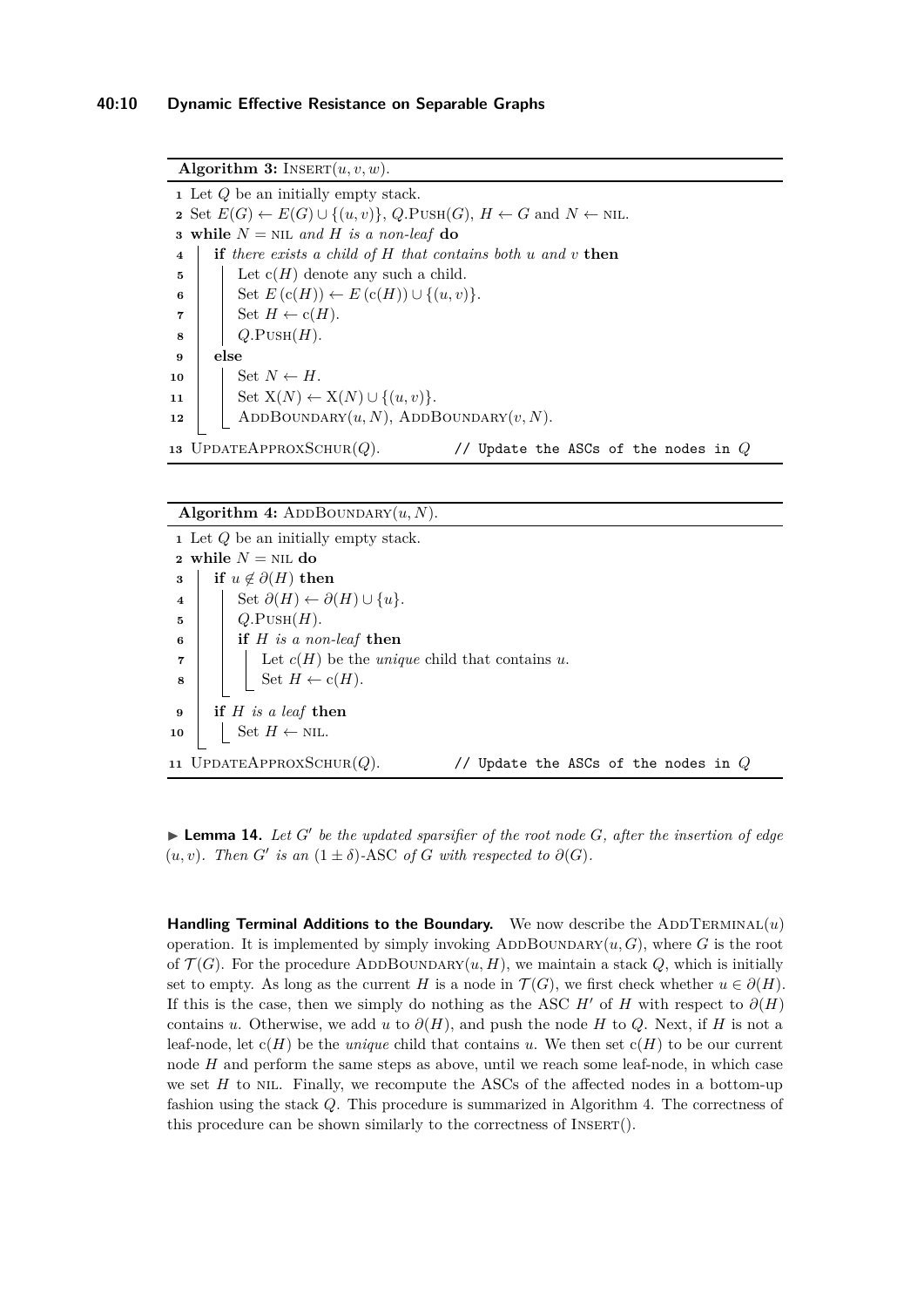**Algorithm 3:** INSERT$(u, v, w)$.

```
1  Let Q be an initially empty stack.
2  Set E(G) ← E(G) ∪ {(u,v)}, Q.PUSH(G), H ← G and N ← NIL.
3  while N = NIL and H is a non-leaf do
4      if there exists a child of H that contains both u and v then
5          Let c(H) denote any such a child.
6          Set E(c(H)) ← E(c(H)) ∪ {(u,v)}.
7          Set H ← c(H).
8          Q.PUSH(H).
9      else
10         Set N ← H.
11         Set X(N) ← X(N) ∪ {(u,v)}.
12         ADDBOUNDARY(u, N), ADDBOUNDARY(v, N).
13 UPDATEAPPROXSCHUR(Q).             // Update the ASCs of the nodes in Q
```

**Algorithm 4:** ADDBOUNDARY$(u, N)$.

```
1  Let Q be an initially empty stack.
2  while N = NIL do
3      if u ∉ ∂(H) then
4          Set ∂(H) ← ∂(H) ∪ {u}.
5          Q.PUSH(H).
6          if H is a non-leaf then
7              Let c(H) be the unique child that contains u.
8              Set H ← c(H).
9      if H is a leaf then
10         Set H ← NIL.
11 UPDATEAPPROXSCHUR(Q).             // Update the ASCs of the nodes in Q
```

▶ **Lemma 14.** *Let $G'$ be the updated sparsifier of the root node $G$, after the insertion of edge $(u, v)$. Then $G'$ is an $(1 \pm \delta)$-ASC of $G$ with respected to $\partial(G)$.*

**Handling Terminal Additions to the Boundary.** We now describe the ADDTERMINAL$(u)$ operation. It is implemented by simply invoking ADDBOUNDARY$(u, G)$, where $G$ is the root of $\mathcal{T}(G)$. For the procedure ADDBOUNDARY$(u, H)$, we maintain a stack $Q$, which is initially set to empty. As long as the current $H$ is a node in $\mathcal{T}(G)$, we first check whether $u \in \partial(H)$. If this is the case, then we simply do nothing as the ASC $H'$ of $H$ with respect to $\partial(H)$ contains $u$. Otherwise, we add $u$ to $\partial(H)$, and push the node $H$ to $Q$. Next, if $H$ is not a leaf-node, let $c(H)$ be the *unique* child that contains $u$. We then set $c(H)$ to be our current node $H$ and perform the same steps as above, until we reach some leaf-node, in which case we set $H$ to NIL. Finally, we recompute the ASCs of the affected nodes in a bottom-up fashion using the stack $Q$. This procedure is summarized in Algorithm 4. The correctness of this procedure can be shown similarly to the correctness of INSERT().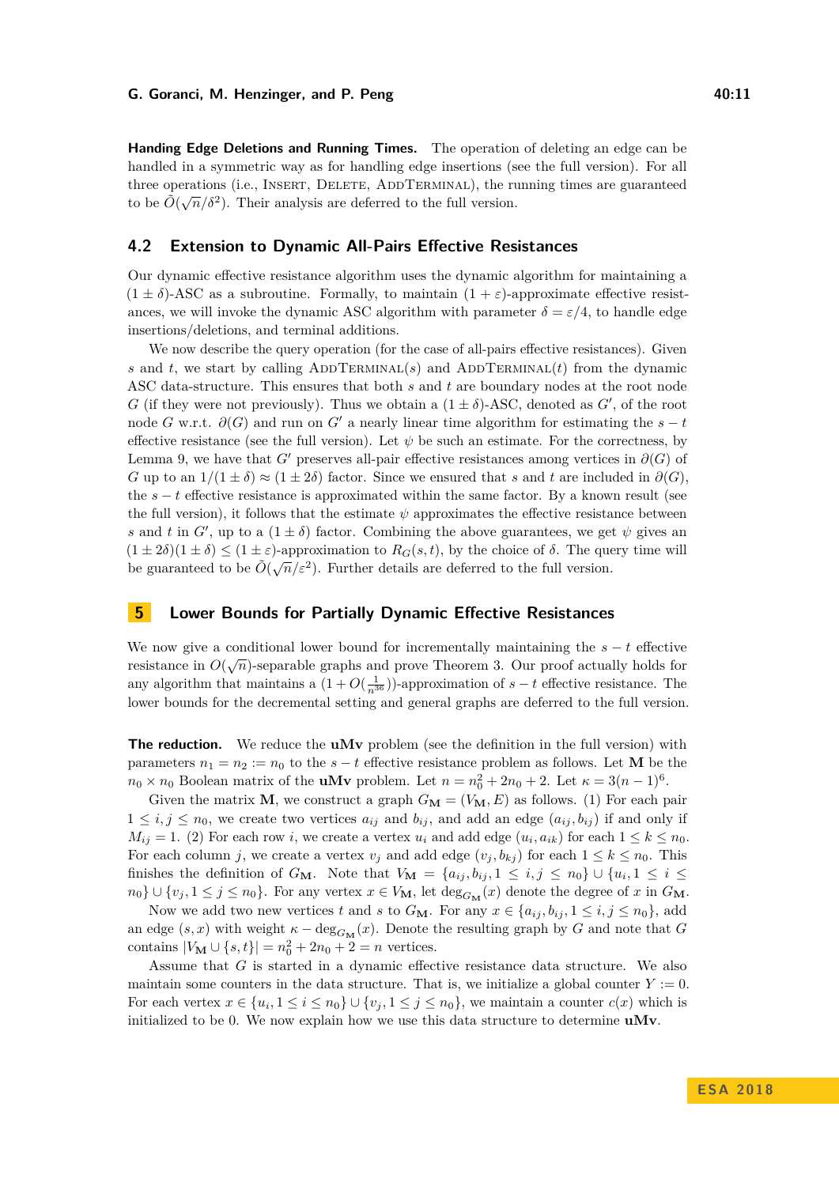**Handing Edge Deletions and Running Times.** The operation of deleting an edge can be handled in a symmetric way as for handling edge insertions (see the full version). For all three operations (i.e., Insert, Delete, AddTerminal), the running times are guaranteed to be $\tilde{O}(\sqrt{n}/\delta^2)$. Their analysis are deferred to the full version.

## 4.2 Extension to Dynamic All-Pairs Effective Resistances

Our dynamic effective resistance algorithm uses the dynamic algorithm for maintaining a $(1 \pm \delta)$-ASC as a subroutine. Formally, to maintain $(1+\varepsilon)$-approximate effective resistances, we will invoke the dynamic ASC algorithm with parameter $\delta = \varepsilon/4$, to handle edge insertions/deletions, and terminal additions.

We now describe the query operation (for the case of all-pairs effective resistances). Given $s$ and $t$, we start by calling AddTerminal($s$) and AddTerminal($t$) from the dynamic ASC data-structure. This ensures that both $s$ and $t$ are boundary nodes at the root node $G$ (if they were not previously). Thus we obtain a $(1 \pm \delta)$-ASC, denoted as $G'$, of the root node $G$ w.r.t. $\partial(G)$ and run on $G'$ a nearly linear time algorithm for estimating the $s - t$ effective resistance (see the full version). Let $\psi$ be such an estimate. For the correctness, by Lemma 9, we have that $G'$ preserves all-pair effective resistances among vertices in $\partial(G)$ of $G$ up to an $1/(1 \pm \delta) \approx (1 \pm 2\delta)$ factor. Since we ensured that $s$ and $t$ are included in $\partial(G)$, the $s - t$ effective resistance is approximated within the same factor. By a known result (see the full version), it follows that the estimate $\psi$ approximates the effective resistance between $s$ and $t$ in $G'$, up to a $(1 \pm \delta)$ factor. Combining the above guarantees, we get $\psi$ gives an $(1 \pm 2\delta)(1 \pm \delta) \leq (1 \pm \varepsilon)$-approximation to $R_G(s,t)$, by the choice of $\delta$. The query time will be guaranteed to be $\tilde{O}(\sqrt{n}/\varepsilon^2)$. Further details are deferred to the full version.

# 5 Lower Bounds for Partially Dynamic Effective Resistances

We now give a conditional lower bound for incrementally maintaining the $s - t$ effective resistance in $O(\sqrt{n})$-separable graphs and prove Theorem 3. Our proof actually holds for any algorithm that maintains a $(1 + O(\frac{1}{n^{36}}))$-approximation of $s - t$ effective resistance. The lower bounds for the decremental setting and general graphs are deferred to the full version.

**The reduction.** We reduce the **uMv** problem (see the definition in the full version) with parameters $n_1 = n_2 := n_0$ to the $s - t$ effective resistance problem as follows. Let $\mathbf{M}$ be the $n_0 \times n_0$ Boolean matrix of the **uMv** problem. Let $n = n_0^2 + 2n_0 + 2$. Let $\kappa = 3(n-1)^6$.

Given the matrix $\mathbf{M}$, we construct a graph $G_{\mathbf{M}} = (V_{\mathbf{M}}, E)$ as follows. (1) For each pair $1 \leq i,j \leq n_0$, we create two vertices $a_{ij}$ and $b_{ij}$, and add an edge $(a_{ij}, b_{ij})$ if and only if $M_{ij} = 1$. (2) For each row $i$, we create a vertex $u_i$ and add edge $(u_i, a_{ik})$ for each $1 \leq k \leq n_0$. For each column $j$, we create a vertex $v_j$ and add edge $(v_j, b_{kj})$ for each $1 \leq k \leq n_0$. This finishes the definition of $G_{\mathbf{M}}$. Note that $V_{\mathbf{M}} = \{a_{ij}, b_{ij}, 1 \leq i,j \leq n_0\} \cup \{u_i, 1 \leq i \leq n_0\} \cup \{v_j, 1 \leq j \leq n_0\}$. For any vertex $x \in V_{\mathbf{M}}$, let $\deg_{G_{\mathbf{M}}}(x)$ denote the degree of $x$ in $G_{\mathbf{M}}$.

Now we add two new vertices $t$ and $s$ to $G_{\mathbf{M}}$. For any $x \in \{a_{ij}, b_{ij}, 1 \leq i,j \leq n_0\}$, add an edge $(s,x)$ with weight $\kappa - \deg_{G_{\mathbf{M}}}(x)$. Denote the resulting graph by $G$ and note that $G$ contains $|V_{\mathbf{M}} \cup \{s,t\}| = n_0^2 + 2n_0 + 2 = n$ vertices.

Assume that $G$ is started in a dynamic effective resistance data structure. We also maintain some counters in the data structure. That is, we initialize a global counter $Y := 0$. For each vertex $x \in \{u_i, 1 \leq i \leq n_0\} \cup \{v_j, 1 \leq j \leq n_0\}$, we maintain a counter $c(x)$ which is initialized to be 0. We now explain how we use this data structure to determine **uMv**.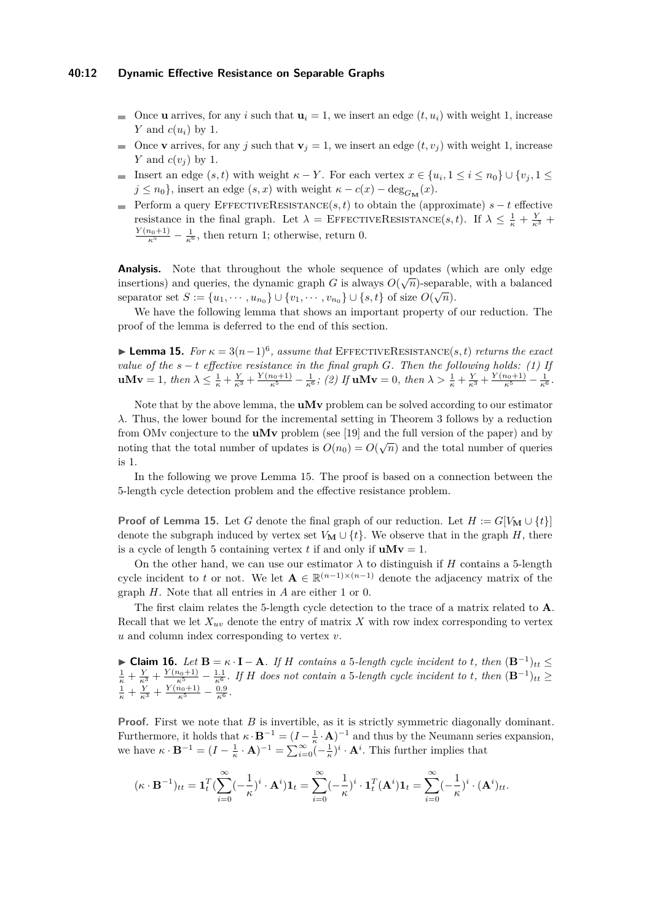- Once $\mathbf{u}$ arrives, for any $i$ such that $\mathbf{u}_i = 1$, we insert an edge $(t, u_i)$ with weight 1, increase $Y$ and $c(u_i)$ by 1.
- Once $\mathbf{v}$ arrives, for any $j$ such that $\mathbf{v}_j = 1$, we insert an edge $(t, v_j)$ with weight 1, increase $Y$ and $c(v_j)$ by 1.
- Insert an edge $(s,t)$ with weight $\kappa - Y$. For each vertex $x \in \{u_i, 1 \le i \le n_0\} \cup \{v_j, 1 \le j \le n_0\}$, insert an edge $(s, x)$ with weight $\kappa - c(x) - \deg_{G_{\mathbf{M}}}(x)$.
- Perform a query EffectiveResistance$(s,t)$ to obtain the (approximate) $s-t$ effective resistance in the final graph. Let $\lambda =$ EffectiveResistance$(s,t)$. If $\lambda \le \frac{1}{\kappa} + \frac{Y}{\kappa^3} + \frac{Y(n_0+1)}{\kappa^5} - \frac{1}{\kappa^6}$, then return 1; otherwise, return 0.

**Analysis.** Note that throughout the whole sequence of updates (which are only edge insertions) and queries, the dynamic graph $G$ is always $O(\sqrt{n})$-separable, with a balanced separator set $S := \{u_1, \cdots, u_{n_0}\} \cup \{v_1, \cdots, v_{n_0}\} \cup \{s, t\}$ of size $O(\sqrt{n})$.

We have the following lemma that shows an important property of our reduction. The proof of the lemma is deferred to the end of this section.

▶ **Lemma 15.** *For $\kappa = 3(n-1)^6$, assume that* EffectiveResistance$(s,t)$ *returns the exact value of the $s-t$ effective resistance in the final graph $G$. Then the following holds: (1) If $\mathbf{uMv} = 1$, then $\lambda \le \frac{1}{\kappa} + \frac{Y}{\kappa^3} + \frac{Y(n_0+1)}{\kappa^5} - \frac{1}{\kappa^6}$; (2) If $\mathbf{uMv} = 0$, then $\lambda > \frac{1}{\kappa} + \frac{Y}{\kappa^3} + \frac{Y(n_0+1)}{\kappa^5} - \frac{1}{\kappa^6}$.*

Note that by the above lemma, the $\mathbf{uMv}$ problem can be solved according to our estimator $\lambda$. Thus, the lower bound for the incremental setting in Theorem 3 follows by a reduction from OMv conjecture to the $\mathbf{uMv}$ problem (see [19] and the full version of the paper) and by noting that the total number of updates is $O(n_0) = O(\sqrt{n})$ and the total number of queries is 1.

In the following we prove Lemma 15. The proof is based on a connection between the 5-length cycle detection problem and the effective resistance problem.

**Proof of Lemma 15.** Let $G$ denote the final graph of our reduction. Let $H := G[V_{\mathbf{M}} \cup \{t\}]$ denote the subgraph induced by vertex set $V_{\mathbf{M}} \cup \{t\}$. We observe that in the graph $H$, there is a cycle of length 5 containing vertex $t$ if and only if $\mathbf{uMv} = 1$.

On the other hand, we can use our estimator $\lambda$ to distinguish if $H$ contains a 5-length cycle incident to $t$ or not. We let $\mathbf{A} \in \mathbb{R}^{(n-1)\times(n-1)}$ denote the adjacency matrix of the graph $H$. Note that all entries in $A$ are either 1 or 0.

The first claim relates the 5-length cycle detection to the trace of a matrix related to $\mathbf{A}$. Recall that we let $X_{uv}$ denote the entry of matrix $X$ with row index corresponding to vertex $u$ and column index corresponding to vertex $v$.

▶ **Claim 16.** *Let $\mathbf{B} = \kappa \cdot \mathbf{I} - \mathbf{A}$. If $H$ contains a 5-length cycle incident to $t$, then $(\mathbf{B}^{-1})_{tt} \le \frac{1}{\kappa} + \frac{Y}{\kappa^3} + \frac{Y(n_0+1)}{\kappa^5} - \frac{1.1}{\kappa^6}$. If $H$ does not contain a 5-length cycle incident to $t$, then $(\mathbf{B}^{-1})_{tt} \ge \frac{1}{\kappa} + \frac{Y}{\kappa^3} + \frac{Y(n_0+1)}{\kappa^5} - \frac{0.9}{\kappa^6}$.*

**Proof.** First we note that $B$ is invertible, as it is strictly symmetric diagonally dominant. Furthermore, it holds that $\kappa \cdot \mathbf{B}^{-1} = (I - \frac{1}{\kappa} \cdot \mathbf{A})^{-1}$ and thus by the Neumann series expansion, we have $\kappa \cdot \mathbf{B}^{-1} = (I - \frac{1}{\kappa} \cdot \mathbf{A})^{-1} = \sum_{i=0}^{\infty} (-\frac{1}{\kappa})^i \cdot \mathbf{A}^i$. This further implies that

$$(\kappa \cdot \mathbf{B}^{-1})_{tt} = \mathbf{1}_t^T (\sum_{i=0}^{\infty} (-\frac{1}{\kappa})^i \cdot \mathbf{A}^i) \mathbf{1}_t = \sum_{i=0}^{\infty} (-\frac{1}{\kappa})^i \cdot \mathbf{1}_t^T (\mathbf{A}^i) \mathbf{1}_t = \sum_{i=0}^{\infty} (-\frac{1}{\kappa})^i \cdot (\mathbf{A}^i)_{tt}.$$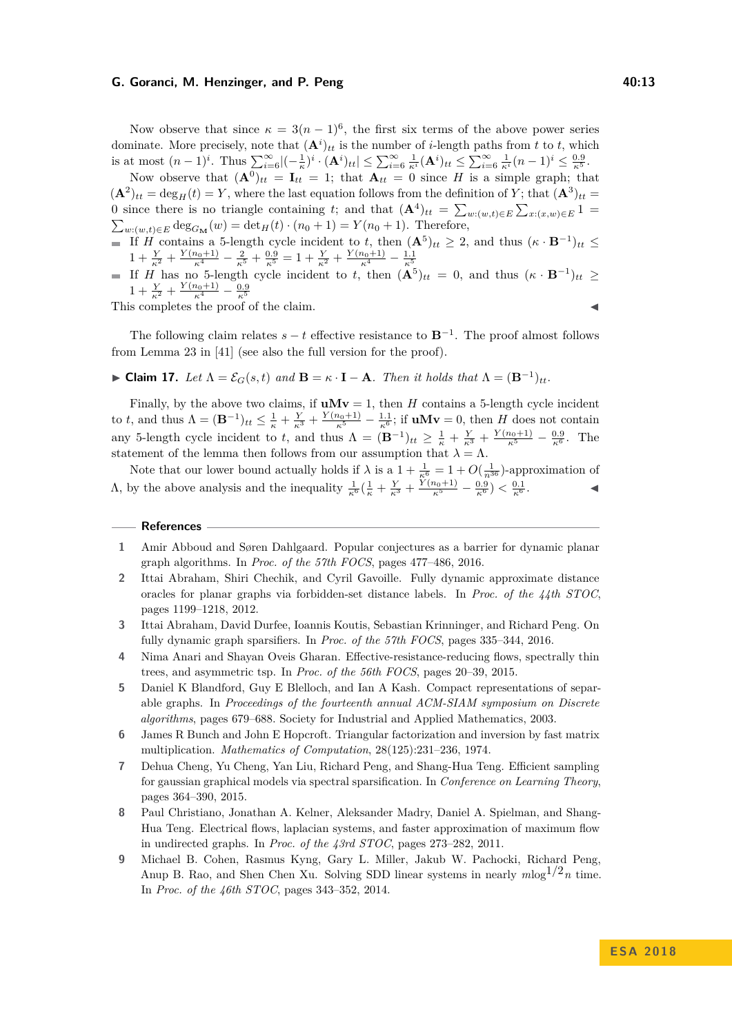Now observe that since $\kappa = 3(n-1)^6$, the first six terms of the above power series dominate. More precisely, note that $(\mathbf{A}^i)_{tt}$ is the number of $i$-length paths from $t$ to $t$, which is at most $(n-1)^i$. Thus $\sum_{i=6}^{\infty} |(-\frac{1}{\kappa})^i \cdot (\mathbf{A}^i)_{tt}| \leq \sum_{i=6}^{\infty} \frac{1}{\kappa^i} (\mathbf{A}^i)_{tt} \leq \sum_{i=6}^{\infty} \frac{1}{\kappa^i} (n-1)^i \leq \frac{0.9}{\kappa^5}$.

Now observe that $(\mathbf{A}^0)_{tt} = \mathbf{I}_{tt} = 1$; that $\mathbf{A}_{tt} = 0$ since $H$ is a simple graph; that $(\mathbf{A}^2)_{tt} = \deg_H(t) = Y$, where the last equation follows from the definition of $Y$; that $(\mathbf{A}^3)_{tt} = 0$ since there is no triangle containing $t$; and that $(\mathbf{A}^4)_{tt} = \sum_{w:(w,t)\in E} \sum_{x:(x,w)\in E} 1 = \sum_{w:(w,t)\in E} \deg_{G_{\mathbf{M}}}(w) = \det_H(t) \cdot (n_0+1) = Y(n_0+1)$. Therefore,

- If $H$ contains a 5-length cycle incident to $t$, then $(\mathbf{A}^5)_{tt} \geq 2$, and thus $(\kappa \cdot \mathbf{B}^{-1})_{tt} \leq 1 + \frac{Y}{\kappa^2} + \frac{Y(n_0+1)}{\kappa^4} - \frac{2}{\kappa^5} + \frac{0.9}{\kappa^5} = 1 + \frac{Y}{\kappa^2} + \frac{Y(n_0+1)}{\kappa^4} - \frac{1.1}{\kappa^5}$
- If $H$ has no 5-length cycle incident to $t$, then $(\mathbf{A}^5)_{tt} = 0$, and thus $(\kappa \cdot \mathbf{B}^{-1})_{tt} \geq 1 + \frac{Y}{\kappa^2} + \frac{Y(n_0+1)}{\kappa^4} - \frac{0.9}{\kappa^5}$

This completes the proof of the claim. ◀

The following claim relates $s-t$ effective resistance to $\mathbf{B}^{-1}$. The proof almost follows from Lemma 23 in [41] (see also the full version for the proof).

▶ **Claim 17.** *Let $\Lambda = \mathcal{E}_G(s,t)$ and $\mathbf{B} = \kappa \cdot \mathbf{I} - \mathbf{A}$. Then it holds that $\Lambda = (\mathbf{B}^{-1})_{tt}$.*

Finally, by the above two claims, if $\mathbf{uMv} = 1$, then $H$ contains a 5-length cycle incident to $t$, and thus $\Lambda = (\mathbf{B}^{-1})_{tt} \leq \frac{1}{\kappa} + \frac{Y}{\kappa^3} + \frac{Y(n_0+1)}{\kappa^5} - \frac{1.1}{\kappa^6}$; if $\mathbf{uMv} = 0$, then $H$ does not contain any 5-length cycle incident to $t$, and thus $\Lambda = (\mathbf{B}^{-1})_{tt} \geq \frac{1}{\kappa} + \frac{Y}{\kappa^3} + \frac{Y(n_0+1)}{\kappa^5} - \frac{0.9}{\kappa^6}$. The statement of the lemma then follows from our assumption that $\lambda = \Lambda$.

Note that our lower bound actually holds if $\lambda$ is a $1 + \frac{1}{\kappa^6} = 1 + O(\frac{1}{n^{36}})$-approximation of $\Lambda$, by the above analysis and the inequality $\frac{1}{\kappa^6}(\frac{1}{\kappa} + \frac{Y}{\kappa^3} + \frac{Y(n_0+1)}{\kappa^5} - \frac{0.9}{\kappa^6}) < \frac{0.1}{\kappa^6}$. ◀

## References

1. Amir Abboud and Søren Dahlgaard. Popular conjectures as a barrier for dynamic planar graph algorithms. In *Proc. of the 57th FOCS*, pages 477–486, 2016.
2. Ittai Abraham, Shiri Chechik, and Cyril Gavoille. Fully dynamic approximate distance oracles for planar graphs via forbidden-set distance labels. In *Proc. of the 44th STOC*, pages 1199–1218, 2012.
3. Ittai Abraham, David Durfee, Ioannis Koutis, Sebastian Krinninger, and Richard Peng. On fully dynamic graph sparsifiers. In *Proc. of the 57th FOCS*, pages 335–344, 2016.
4. Nima Anari and Shayan Oveis Gharan. Effective-resistance-reducing flows, spectrally thin trees, and asymmetric tsp. In *Proc. of the 56th FOCS*, pages 20–39, 2015.
5. Daniel K Blandford, Guy E Blelloch, and Ian A Kash. Compact representations of separable graphs. In *Proceedings of the fourteenth annual ACM-SIAM symposium on Discrete algorithms*, pages 679–688. Society for Industrial and Applied Mathematics, 2003.
6. James R Bunch and John E Hopcroft. Triangular factorization and inversion by fast matrix multiplication. *Mathematics of Computation*, 28(125):231–236, 1974.
7. Dehua Cheng, Yu Cheng, Yan Liu, Richard Peng, and Shang-Hua Teng. Efficient sampling for gaussian graphical models via spectral sparsification. In *Conference on Learning Theory*, pages 364–390, 2015.
8. Paul Christiano, Jonathan A. Kelner, Aleksander Madry, Daniel A. Spielman, and Shang-Hua Teng. Electrical flows, laplacian systems, and faster approximation of maximum flow in undirected graphs. In *Proc. of the 43rd STOC*, pages 273–282, 2011.
9. Michael B. Cohen, Rasmus Kyng, Gary L. Miller, Jakub W. Pachocki, Richard Peng, Anup B. Rao, and Shen Chen Xu. Solving SDD linear systems in nearly $m\log^{1/2} n$ time. In *Proc. of the 46th STOC*, pages 343–352, 2014.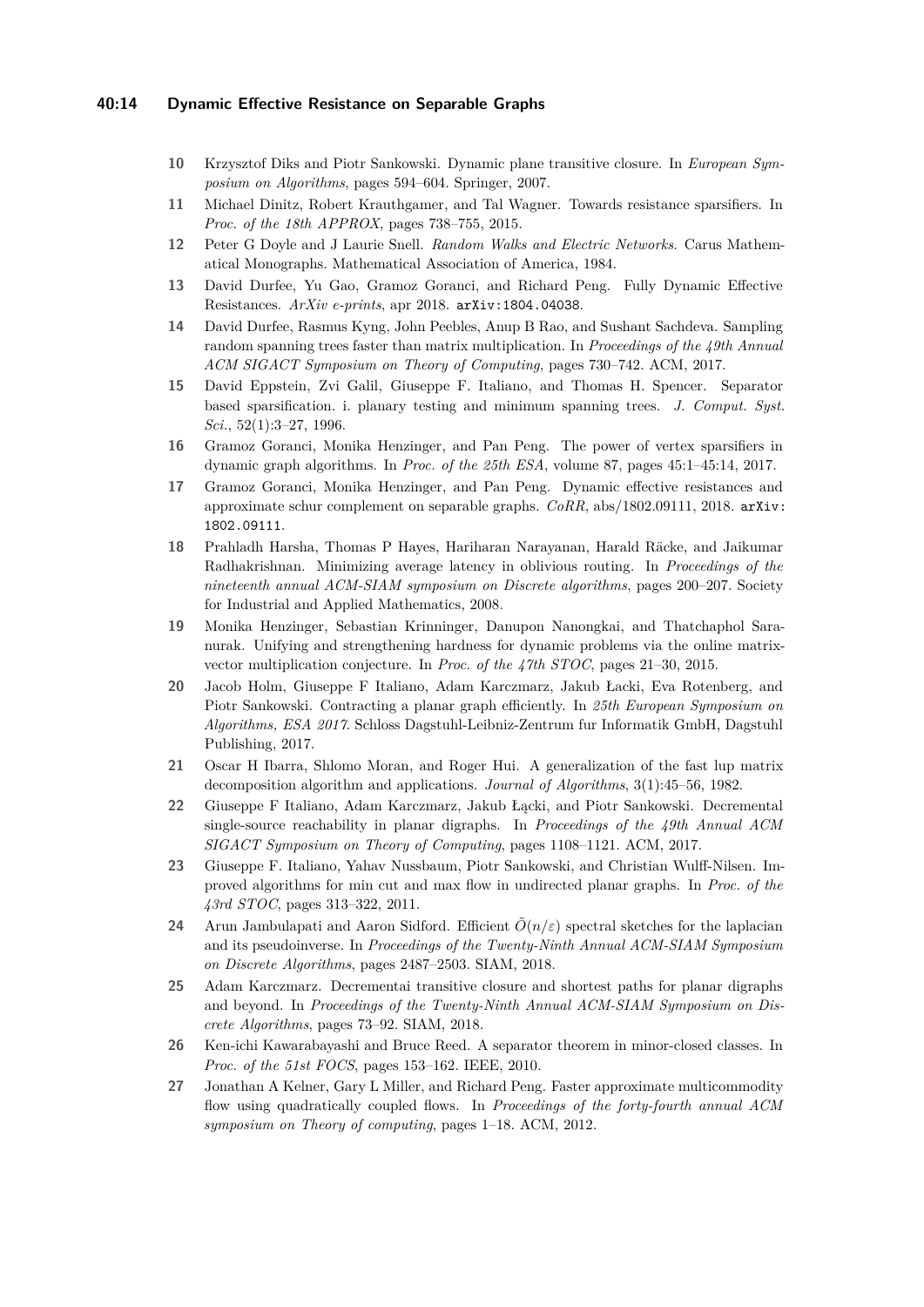**10** Krzysztof Diks and Piotr Sankowski. Dynamic plane transitive closure. In *European Symposium on Algorithms*, pages 594–604. Springer, 2007.

**11** Michael Dinitz, Robert Krauthgamer, and Tal Wagner. Towards resistance sparsifiers. In *Proc. of the 18th APPROX*, pages 738–755, 2015.

**12** Peter G Doyle and J Laurie Snell. *Random Walks and Electric Networks*. Carus Mathematical Monographs. Mathematical Association of America, 1984.

**13** David Durfee, Yu Gao, Gramoz Goranci, and Richard Peng. Fully Dynamic Effective Resistances. *ArXiv e-prints*, apr 2018. arXiv:1804.04038.

**14** David Durfee, Rasmus Kyng, John Peebles, Anup B Rao, and Sushant Sachdeva. Sampling random spanning trees faster than matrix multiplication. In *Proceedings of the 49th Annual ACM SIGACT Symposium on Theory of Computing*, pages 730–742. ACM, 2017.

**15** David Eppstein, Zvi Galil, Giuseppe F. Italiano, and Thomas H. Spencer. Separator based sparsification. i. planary testing and minimum spanning trees. *J. Comput. Syst. Sci.*, 52(1):3–27, 1996.

**16** Gramoz Goranci, Monika Henzinger, and Pan Peng. The power of vertex sparsifiers in dynamic graph algorithms. In *Proc. of the 25th ESA*, volume 87, pages 45:1–45:14, 2017.

**17** Gramoz Goranci, Monika Henzinger, and Pan Peng. Dynamic effective resistances and approximate schur complement on separable graphs. *CoRR*, abs/1802.09111, 2018. arXiv:1802.09111.

**18** Prahladh Harsha, Thomas P Hayes, Hariharan Narayanan, Harald Räcke, and Jaikumar Radhakrishnan. Minimizing average latency in oblivious routing. In *Proceedings of the nineteenth annual ACM-SIAM symposium on Discrete algorithms*, pages 200–207. Society for Industrial and Applied Mathematics, 2008.

**19** Monika Henzinger, Sebastian Krinninger, Danupon Nanongkai, and Thatchaphol Saranurak. Unifying and strengthening hardness for dynamic problems via the online matrix-vector multiplication conjecture. In *Proc. of the 47th STOC*, pages 21–30, 2015.

**20** Jacob Holm, Giuseppe F Italiano, Adam Karczmarz, Jakub Łacki, Eva Rotenberg, and Piotr Sankowski. Contracting a planar graph efficiently. In *25th European Symposium on Algorithms, ESA 2017*. Schloss Dagstuhl-Leibniz-Zentrum fur Informatik GmbH, Dagstuhl Publishing, 2017.

**21** Oscar H Ibarra, Shlomo Moran, and Roger Hui. A generalization of the fast lup matrix decomposition algorithm and applications. *Journal of Algorithms*, 3(1):45–56, 1982.

**22** Giuseppe F Italiano, Adam Karczmarz, Jakub Łącki, and Piotr Sankowski. Decremental single-source reachability in planar digraphs. In *Proceedings of the 49th Annual ACM SIGACT Symposium on Theory of Computing*, pages 1108–1121. ACM, 2017.

**23** Giuseppe F. Italiano, Yahav Nussbaum, Piotr Sankowski, and Christian Wulff-Nilsen. Improved algorithms for min cut and max flow in undirected planar graphs. In *Proc. of the 43rd STOC*, pages 313–322, 2011.

**24** Arun Jambulapati and Aaron Sidford. Efficient $\tilde{O}(n/\varepsilon)$ spectral sketches for the laplacian and its pseudoinverse. In *Proceedings of the Twenty-Ninth Annual ACM-SIAM Symposium on Discrete Algorithms*, pages 2487–2503. SIAM, 2018.

**25** Adam Karczmarz. Decrementai transitive closure and shortest paths for planar digraphs and beyond. In *Proceedings of the Twenty-Ninth Annual ACM-SIAM Symposium on Discrete Algorithms*, pages 73–92. SIAM, 2018.

**26** Ken-ichi Kawarabayashi and Bruce Reed. A separator theorem in minor-closed classes. In *Proc. of the 51st FOCS*, pages 153–162. IEEE, 2010.

**27** Jonathan A Kelner, Gary L Miller, and Richard Peng. Faster approximate multicommodity flow using quadratically coupled flows. In *Proceedings of the forty-fourth annual ACM symposium on Theory of computing*, pages 1–18. ACM, 2012.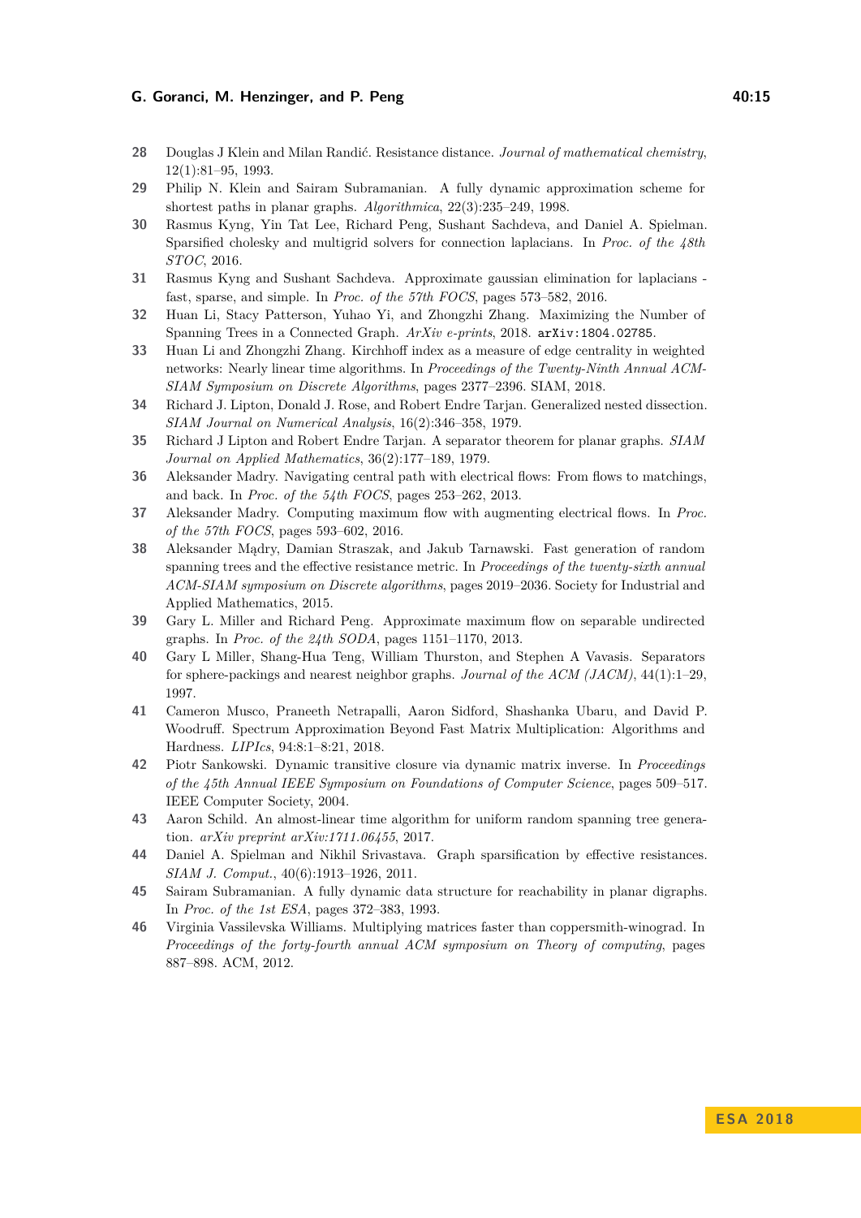28 Douglas J Klein and Milan Randić. Resistance distance. *Journal of mathematical chemistry*, 12(1):81–95, 1993.

29 Philip N. Klein and Sairam Subramanian. A fully dynamic approximation scheme for shortest paths in planar graphs. *Algorithmica*, 22(3):235–249, 1998.

30 Rasmus Kyng, Yin Tat Lee, Richard Peng, Sushant Sachdeva, and Daniel A. Spielman. Sparsified cholesky and multigrid solvers for connection laplacians. In *Proc. of the 48th STOC*, 2016.

31 Rasmus Kyng and Sushant Sachdeva. Approximate gaussian elimination for laplacians - fast, sparse, and simple. In *Proc. of the 57th FOCS*, pages 573–582, 2016.

32 Huan Li, Stacy Patterson, Yuhao Yi, and Zhongzhi Zhang. Maximizing the Number of Spanning Trees in a Connected Graph. *ArXiv e-prints*, 2018. arXiv:1804.02785.

33 Huan Li and Zhongzhi Zhang. Kirchhoff index as a measure of edge centrality in weighted networks: Nearly linear time algorithms. In *Proceedings of the Twenty-Ninth Annual ACM-SIAM Symposium on Discrete Algorithms*, pages 2377–2396. SIAM, 2018.

34 Richard J. Lipton, Donald J. Rose, and Robert Endre Tarjan. Generalized nested dissection. *SIAM Journal on Numerical Analysis*, 16(2):346–358, 1979.

35 Richard J Lipton and Robert Endre Tarjan. A separator theorem for planar graphs. *SIAM Journal on Applied Mathematics*, 36(2):177–189, 1979.

36 Aleksander Madry. Navigating central path with electrical flows: From flows to matchings, and back. In *Proc. of the 54th FOCS*, pages 253–262, 2013.

37 Aleksander Madry. Computing maximum flow with augmenting electrical flows. In *Proc. of the 57th FOCS*, pages 593–602, 2016.

38 Aleksander Mądry, Damian Straszak, and Jakub Tarnawski. Fast generation of random spanning trees and the effective resistance metric. In *Proceedings of the twenty-sixth annual ACM-SIAM symposium on Discrete algorithms*, pages 2019–2036. Society for Industrial and Applied Mathematics, 2015.

39 Gary L. Miller and Richard Peng. Approximate maximum flow on separable undirected graphs. In *Proc. of the 24th SODA*, pages 1151–1170, 2013.

40 Gary L Miller, Shang-Hua Teng, William Thurston, and Stephen A Vavasis. Separators for sphere-packings and nearest neighbor graphs. *Journal of the ACM (JACM)*, 44(1):1–29, 1997.

41 Cameron Musco, Praneeth Netrapalli, Aaron Sidford, Shashanka Ubaru, and David P. Woodruff. Spectrum Approximation Beyond Fast Matrix Multiplication: Algorithms and Hardness. *LIPIcs*, 94:8:1–8:21, 2018.

42 Piotr Sankowski. Dynamic transitive closure via dynamic matrix inverse. In *Proceedings of the 45th Annual IEEE Symposium on Foundations of Computer Science*, pages 509–517. IEEE Computer Society, 2004.

43 Aaron Schild. An almost-linear time algorithm for uniform random spanning tree generation. *arXiv preprint arXiv:1711.06455*, 2017.

44 Daniel A. Spielman and Nikhil Srivastava. Graph sparsification by effective resistances. *SIAM J. Comput.*, 40(6):1913–1926, 2011.

45 Sairam Subramanian. A fully dynamic data structure for reachability in planar digraphs. In *Proc. of the 1st ESA*, pages 372–383, 1993.

46 Virginia Vassilevska Williams. Multiplying matrices faster than coppersmith-winograd. In *Proceedings of the forty-fourth annual ACM symposium on Theory of computing*, pages 887–898. ACM, 2012.